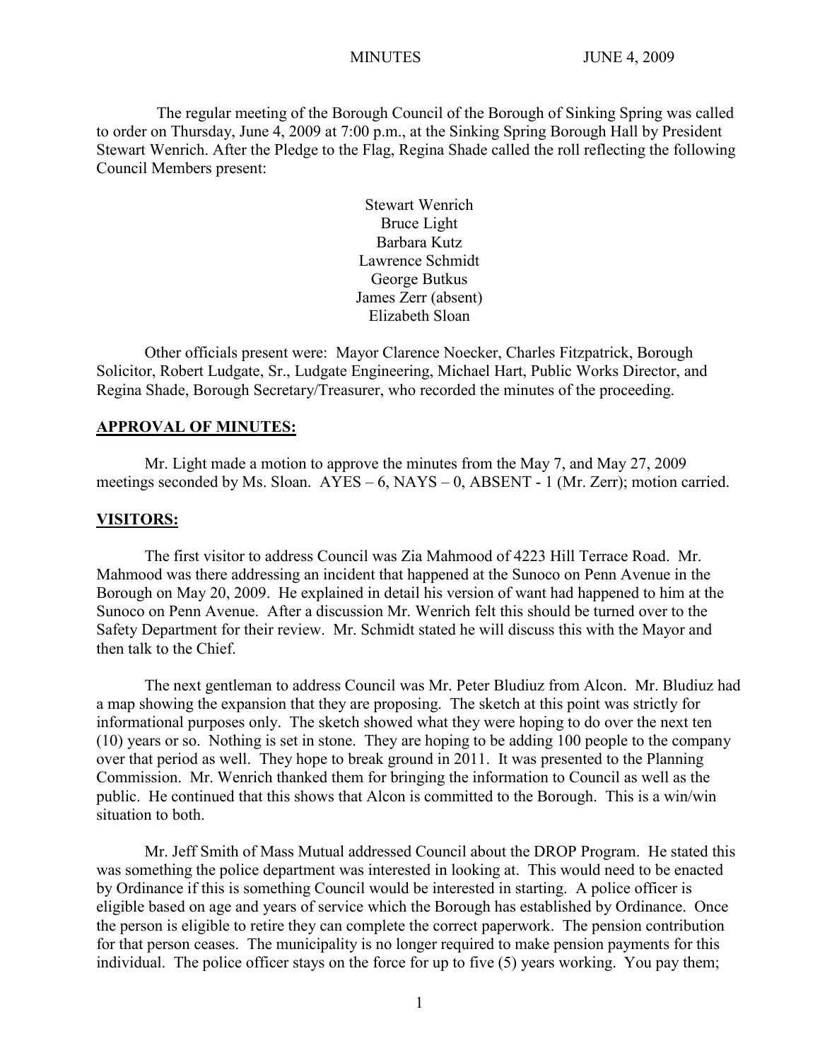The regular meeting of the Borough Council of the Borough of Sinking Spring was called to order on Thursday, June 4, 2009 at 7:00 p.m., at the Sinking Spring Borough Hall by President Stewart Wenrich. After the Pledge to the Flag, Regina Shade called the roll reflecting the following Council Members present:

Stewart Wenrich
Bruce Light
Barbara Kutz
Lawrence Schmidt
George Butkus
James Zerr (absent)
Elizabeth Sloan

Other officials present were: Mayor Clarence Noecker, Charles Fitzpatrick, Borough Solicitor, Robert Ludgate, Sr., Ludgate Engineering, Michael Hart, Public Works Director, and Regina Shade, Borough Secretary/Treasurer, who recorded the minutes of the proceeding.

**APPROVAL OF MINUTES:**

Mr. Light made a motion to approve the minutes from the May 7, and May 27, 2009 meetings seconded by Ms. Sloan. AYES – 6, NAYS – 0, ABSENT - 1 (Mr. Zerr); motion carried.

**VISITORS:**

The first visitor to address Council was Zia Mahmood of 4223 Hill Terrace Road. Mr. Mahmood was there addressing an incident that happened at the Sunoco on Penn Avenue in the Borough on May 20, 2009. He explained in detail his version of want had happened to him at the Sunoco on Penn Avenue. After a discussion Mr. Wenrich felt this should be turned over to the Safety Department for their review. Mr. Schmidt stated he will discuss this with the Mayor and then talk to the Chief.

The next gentleman to address Council was Mr. Peter Bludiuz from Alcon. Mr. Bludiuz had a map showing the expansion that they are proposing. The sketch at this point was strictly for informational purposes only. The sketch showed what they were hoping to do over the next ten (10) years or so. Nothing is set in stone. They are hoping to be adding 100 people to the company over that period as well. They hope to break ground in 2011. It was presented to the Planning Commission. Mr. Wenrich thanked them for bringing the information to Council as well as the public. He continued that this shows that Alcon is committed to the Borough. This is a win/win situation to both.

Mr. Jeff Smith of Mass Mutual addressed Council about the DROP Program. He stated this was something the police department was interested in looking at. This would need to be enacted by Ordinance if this is something Council would be interested in starting. A police officer is eligible based on age and years of service which the Borough has established by Ordinance. Once the person is eligible to retire they can complete the correct paperwork. The pension contribution for that person ceases. The municipality is no longer required to make pension payments for this individual. The police officer stays on the force for up to five (5) years working. You pay them;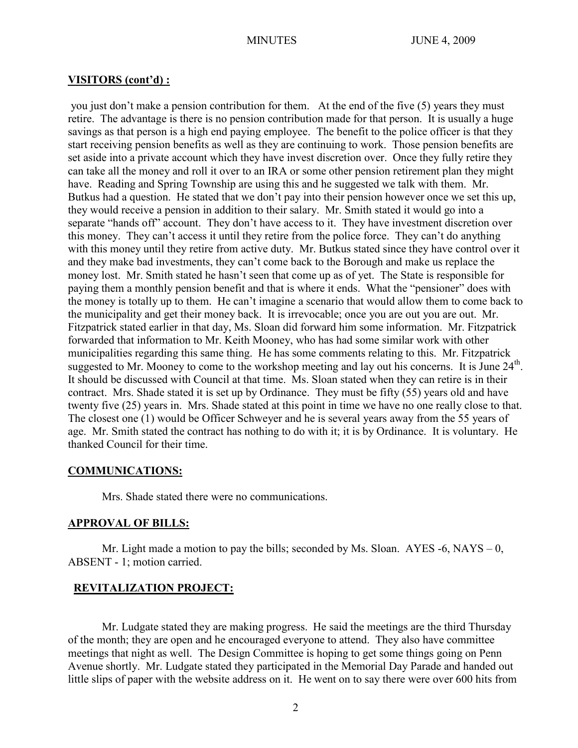**VISITORS (cont'd) :**

you just don't make a pension contribution for them. At the end of the five (5) years they must retire. The advantage is there is no pension contribution made for that person. It is usually a huge savings as that person is a high end paying employee. The benefit to the police officer is that they start receiving pension benefits as well as they are continuing to work. Those pension benefits are set aside into a private account which they have invest discretion over. Once they fully retire they can take all the money and roll it over to an IRA or some other pension retirement plan they might have. Reading and Spring Township are using this and he suggested we talk with them. Mr. Butkus had a question. He stated that we don't pay into their pension however once we set this up, they would receive a pension in addition to their salary. Mr. Smith stated it would go into a separate "hands off" account. They don't have access to it. They have investment discretion over this money. They can't access it until they retire from the police force. They can't do anything with this money until they retire from active duty. Mr. Butkus stated since they have control over it and they make bad investments, they can't come back to the Borough and make us replace the money lost. Mr. Smith stated he hasn't seen that come up as of yet. The State is responsible for paying them a monthly pension benefit and that is where it ends. What the "pensioner" does with the money is totally up to them. He can't imagine a scenario that would allow them to come back to the municipality and get their money back. It is irrevocable; once you are out you are out. Mr. Fitzpatrick stated earlier in that day, Ms. Sloan did forward him some information. Mr. Fitzpatrick forwarded that information to Mr. Keith Mooney, who has had some similar work with other municipalities regarding this same thing. He has some comments relating to this. Mr. Fitzpatrick suggested to Mr. Mooney to come to the workshop meeting and lay out his concerns. It is June 24th. It should be discussed with Council at that time. Ms. Sloan stated when they can retire is in their contract. Mrs. Shade stated it is set up by Ordinance. They must be fifty (55) years old and have twenty five (25) years in. Mrs. Shade stated at this point in time we have no one really close to that. The closest one (1) would be Officer Schweyer and he is several years away from the 55 years of age. Mr. Smith stated the contract has nothing to do with it; it is by Ordinance. It is voluntary. He thanked Council for their time.

**COMMUNICATIONS:**

Mrs. Shade stated there were no communications.

**APPROVAL OF BILLS:**

Mr. Light made a motion to pay the bills; seconded by Ms. Sloan. AYES -6, NAYS – 0, ABSENT - 1; motion carried.

**REVITALIZATION PROJECT:**

Mr. Ludgate stated they are making progress. He said the meetings are the third Thursday of the month; they are open and he encouraged everyone to attend. They also have committee meetings that night as well. The Design Committee is hoping to get some things going on Penn Avenue shortly. Mr. Ludgate stated they participated in the Memorial Day Parade and handed out little slips of paper with the website address on it. He went on to say there were over 600 hits from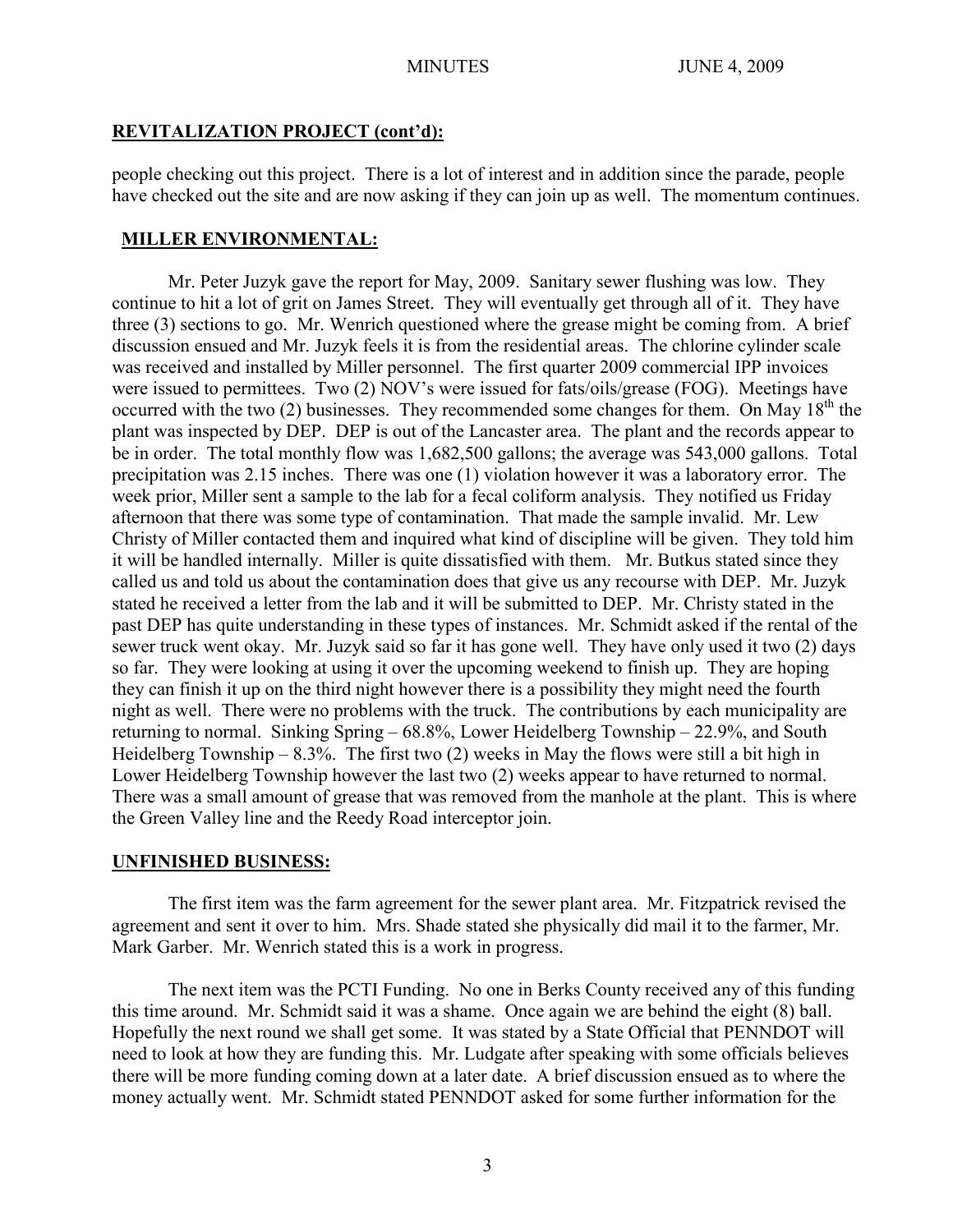## REVITALIZATION PROJECT (cont'd):

people checking out this project. There is a lot of interest and in addition since the parade, people have checked out the site and are now asking if they can join up as well. The momentum continues.

## MILLER ENVIRONMENTAL:

Mr. Peter Juzyk gave the report for May, 2009. Sanitary sewer flushing was low. They continue to hit a lot of grit on James Street. They will eventually get through all of it. They have three (3) sections to go. Mr. Wenrich questioned where the grease might be coming from. A brief discussion ensued and Mr. Juzyk feels it is from the residential areas. The chlorine cylinder scale was received and installed by Miller personnel. The first quarter 2009 commercial IPP invoices were issued to permittees. Two (2) NOV's were issued for fats/oils/grease (FOG). Meetings have occurred with the two (2) businesses. They recommended some changes for them. On May 18th the plant was inspected by DEP. DEP is out of the Lancaster area. The plant and the records appear to be in order. The total monthly flow was 1,682,500 gallons; the average was 543,000 gallons. Total precipitation was 2.15 inches. There was one (1) violation however it was a laboratory error. The week prior, Miller sent a sample to the lab for a fecal coliform analysis. They notified us Friday afternoon that there was some type of contamination. That made the sample invalid. Mr. Lew Christy of Miller contacted them and inquired what kind of discipline will be given. They told him it will be handled internally. Miller is quite dissatisfied with them. Mr. Butkus stated since they called us and told us about the contamination does that give us any recourse with DEP. Mr. Juzyk stated he received a letter from the lab and it will be submitted to DEP. Mr. Christy stated in the past DEP has quite understanding in these types of instances. Mr. Schmidt asked if the rental of the sewer truck went okay. Mr. Juzyk said so far it has gone well. They have only used it two (2) days so far. They were looking at using it over the upcoming weekend to finish up. They are hoping they can finish it up on the third night however there is a possibility they might need the fourth night as well. There were no problems with the truck. The contributions by each municipality are returning to normal. Sinking Spring – 68.8%, Lower Heidelberg Township – 22.9%, and South Heidelberg Township – 8.3%. The first two (2) weeks in May the flows were still a bit high in Lower Heidelberg Township however the last two (2) weeks appear to have returned to normal. There was a small amount of grease that was removed from the manhole at the plant. This is where the Green Valley line and the Reedy Road interceptor join.

## UNFINISHED BUSINESS:

The first item was the farm agreement for the sewer plant area. Mr. Fitzpatrick revised the agreement and sent it over to him. Mrs. Shade stated she physically did mail it to the farmer, Mr. Mark Garber. Mr. Wenrich stated this is a work in progress.

The next item was the PCTI Funding. No one in Berks County received any of this funding this time around. Mr. Schmidt said it was a shame. Once again we are behind the eight (8) ball. Hopefully the next round we shall get some. It was stated by a State Official that PENNDOT will need to look at how they are funding this. Mr. Ludgate after speaking with some officials believes there will be more funding coming down at a later date. A brief discussion ensued as to where the money actually went. Mr. Schmidt stated PENNDOT asked for some further information for the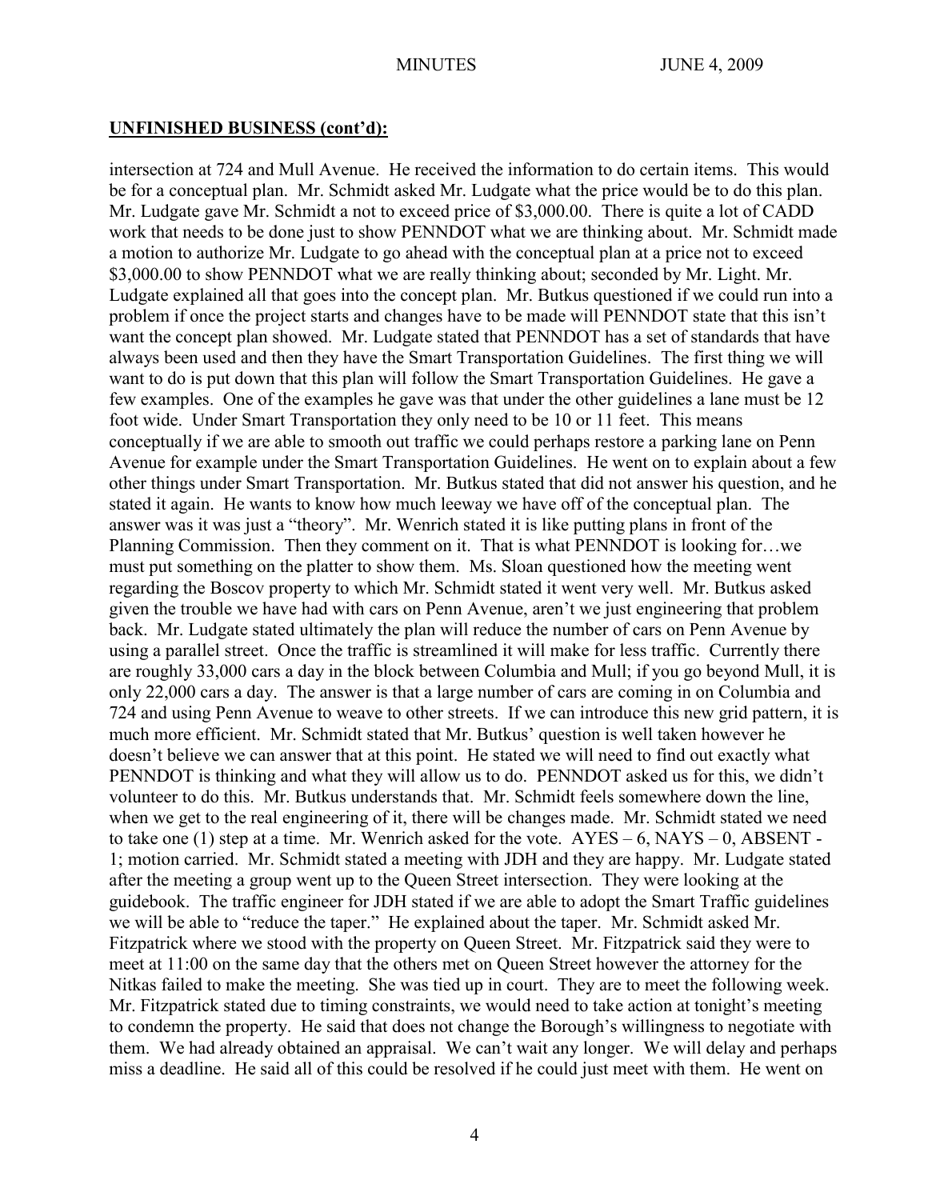**UNFINISHED BUSINESS (cont'd):**

intersection at 724 and Mull Avenue. He received the information to do certain items. This would be for a conceptual plan. Mr. Schmidt asked Mr. Ludgate what the price would be to do this plan. Mr. Ludgate gave Mr. Schmidt a not to exceed price of $3,000.00. There is quite a lot of CADD work that needs to be done just to show PENNDOT what we are thinking about. Mr. Schmidt made a motion to authorize Mr. Ludgate to go ahead with the conceptual plan at a price not to exceed $3,000.00 to show PENNDOT what we are really thinking about; seconded by Mr. Light. Mr. Ludgate explained all that goes into the concept plan. Mr. Butkus questioned if we could run into a problem if once the project starts and changes have to be made will PENNDOT state that this isn't want the concept plan showed. Mr. Ludgate stated that PENNDOT has a set of standards that have always been used and then they have the Smart Transportation Guidelines. The first thing we will want to do is put down that this plan will follow the Smart Transportation Guidelines. He gave a few examples. One of the examples he gave was that under the other guidelines a lane must be 12 foot wide. Under Smart Transportation they only need to be 10 or 11 feet. This means conceptually if we are able to smooth out traffic we could perhaps restore a parking lane on Penn Avenue for example under the Smart Transportation Guidelines. He went on to explain about a few other things under Smart Transportation. Mr. Butkus stated that did not answer his question, and he stated it again. He wants to know how much leeway we have off of the conceptual plan. The answer was it was just a "theory". Mr. Wenrich stated it is like putting plans in front of the Planning Commission. Then they comment on it. That is what PENNDOT is looking for…we must put something on the platter to show them. Ms. Sloan questioned how the meeting went regarding the Boscov property to which Mr. Schmidt stated it went very well. Mr. Butkus asked given the trouble we have had with cars on Penn Avenue, aren't we just engineering that problem back. Mr. Ludgate stated ultimately the plan will reduce the number of cars on Penn Avenue by using a parallel street. Once the traffic is streamlined it will make for less traffic. Currently there are roughly 33,000 cars a day in the block between Columbia and Mull; if you go beyond Mull, it is only 22,000 cars a day. The answer is that a large number of cars are coming in on Columbia and 724 and using Penn Avenue to weave to other streets. If we can introduce this new grid pattern, it is much more efficient. Mr. Schmidt stated that Mr. Butkus' question is well taken however he doesn't believe we can answer that at this point. He stated we will need to find out exactly what PENNDOT is thinking and what they will allow us to do. PENNDOT asked us for this, we didn't volunteer to do this. Mr. Butkus understands that. Mr. Schmidt feels somewhere down the line, when we get to the real engineering of it, there will be changes made. Mr. Schmidt stated we need to take one (1) step at a time. Mr. Wenrich asked for the vote. AYES – 6, NAYS – 0, ABSENT - 1; motion carried. Mr. Schmidt stated a meeting with JDH and they are happy. Mr. Ludgate stated after the meeting a group went up to the Queen Street intersection. They were looking at the guidebook. The traffic engineer for JDH stated if we are able to adopt the Smart Traffic guidelines we will be able to "reduce the taper." He explained about the taper. Mr. Schmidt asked Mr. Fitzpatrick where we stood with the property on Queen Street. Mr. Fitzpatrick said they were to meet at 11:00 on the same day that the others met on Queen Street however the attorney for the Nitkas failed to make the meeting. She was tied up in court. They are to meet the following week. Mr. Fitzpatrick stated due to timing constraints, we would need to take action at tonight's meeting to condemn the property. He said that does not change the Borough's willingness to negotiate with them. We had already obtained an appraisal. We can't wait any longer. We will delay and perhaps miss a deadline. He said all of this could be resolved if he could just meet with them. He went on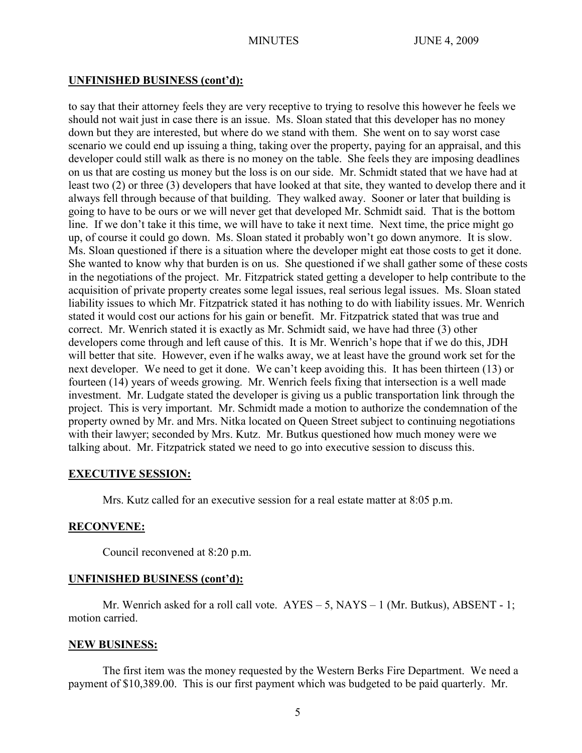**UNFINISHED BUSINESS (cont'd):**

to say that their attorney feels they are very receptive to trying to resolve this however he feels we should not wait just in case there is an issue. Ms. Sloan stated that this developer has no money down but they are interested, but where do we stand with them. She went on to say worst case scenario we could end up issuing a thing, taking over the property, paying for an appraisal, and this developer could still walk as there is no money on the table. She feels they are imposing deadlines on us that are costing us money but the loss is on our side. Mr. Schmidt stated that we have had at least two (2) or three (3) developers that have looked at that site, they wanted to develop there and it always fell through because of that building. They walked away. Sooner or later that building is going to have to be ours or we will never get that developed Mr. Schmidt said. That is the bottom line. If we don't take it this time, we will have to take it next time. Next time, the price might go up, of course it could go down. Ms. Sloan stated it probably won't go down anymore. It is slow. Ms. Sloan questioned if there is a situation where the developer might eat those costs to get it done. She wanted to know why that burden is on us. She questioned if we shall gather some of these costs in the negotiations of the project. Mr. Fitzpatrick stated getting a developer to help contribute to the acquisition of private property creates some legal issues, real serious legal issues. Ms. Sloan stated liability issues to which Mr. Fitzpatrick stated it has nothing to do with liability issues. Mr. Wenrich stated it would cost our actions for his gain or benefit. Mr. Fitzpatrick stated that was true and correct. Mr. Wenrich stated it is exactly as Mr. Schmidt said, we have had three (3) other developers come through and left cause of this. It is Mr. Wenrich's hope that if we do this, JDH will better that site. However, even if he walks away, we at least have the ground work set for the next developer. We need to get it done. We can't keep avoiding this. It has been thirteen (13) or fourteen (14) years of weeds growing. Mr. Wenrich feels fixing that intersection is a well made investment. Mr. Ludgate stated the developer is giving us a public transportation link through the project. This is very important. Mr. Schmidt made a motion to authorize the condemnation of the property owned by Mr. and Mrs. Nitka located on Queen Street subject to continuing negotiations with their lawyer; seconded by Mrs. Kutz. Mr. Butkus questioned how much money were we talking about. Mr. Fitzpatrick stated we need to go into executive session to discuss this.

**EXECUTIVE SESSION:**

Mrs. Kutz called for an executive session for a real estate matter at 8:05 p.m.

**RECONVENE:**

Council reconvened at 8:20 p.m.

**UNFINISHED BUSINESS (cont'd):**

Mr. Wenrich asked for a roll call vote. AYES – 5, NAYS – 1 (Mr. Butkus), ABSENT - 1; motion carried.

**NEW BUSINESS:**

The first item was the money requested by the Western Berks Fire Department. We need a payment of $10,389.00. This is our first payment which was budgeted to be paid quarterly. Mr.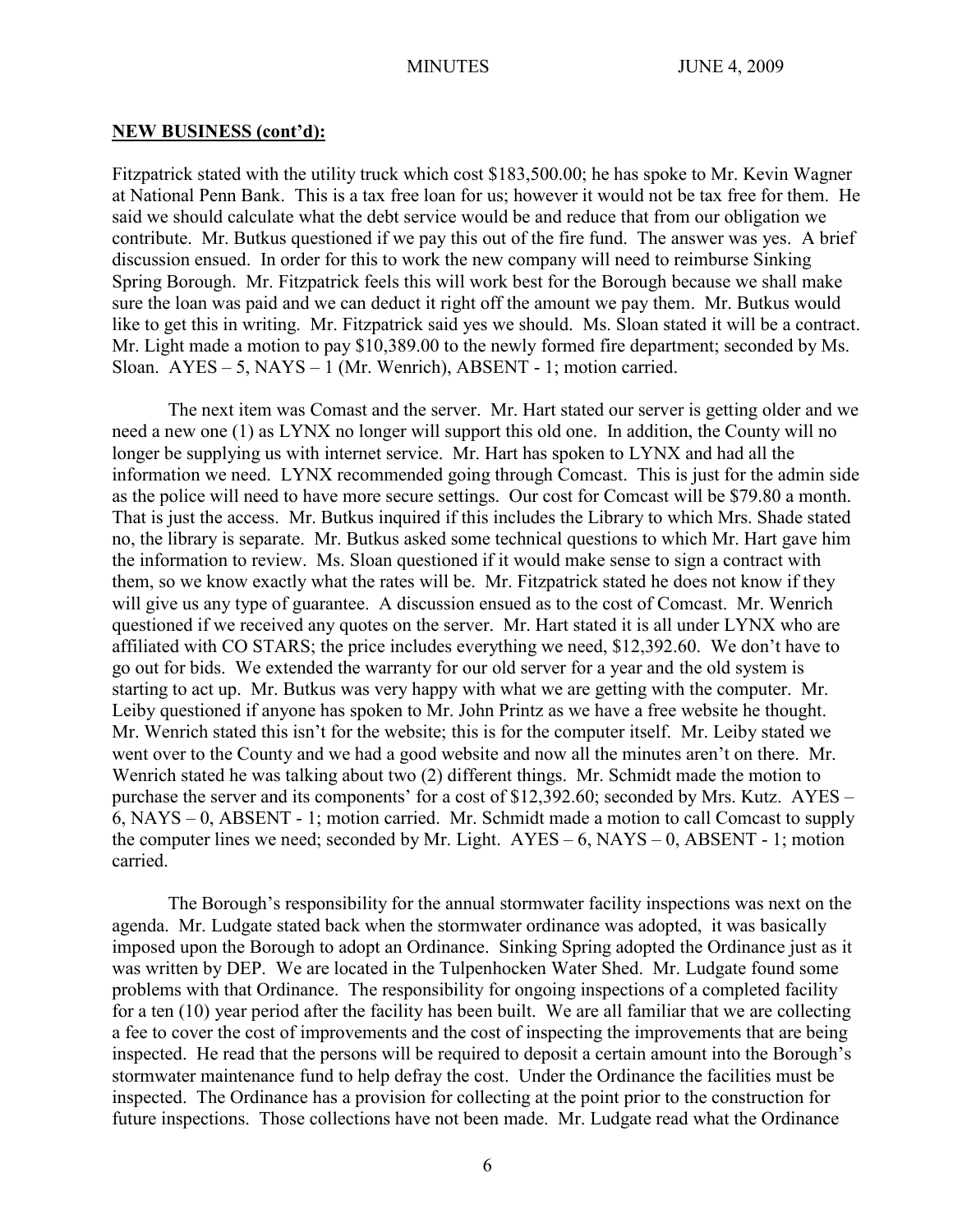**NEW BUSINESS (cont'd):**

Fitzpatrick stated with the utility truck which cost $183,500.00; he has spoke to Mr. Kevin Wagner at National Penn Bank. This is a tax free loan for us; however it would not be tax free for them. He said we should calculate what the debt service would be and reduce that from our obligation we contribute. Mr. Butkus questioned if we pay this out of the fire fund. The answer was yes. A brief discussion ensued. In order for this to work the new company will need to reimburse Sinking Spring Borough. Mr. Fitzpatrick feels this will work best for the Borough because we shall make sure the loan was paid and we can deduct it right off the amount we pay them. Mr. Butkus would like to get this in writing. Mr. Fitzpatrick said yes we should. Ms. Sloan stated it will be a contract. Mr. Light made a motion to pay $10,389.00 to the newly formed fire department; seconded by Ms. Sloan. AYES – 5, NAYS – 1 (Mr. Wenrich), ABSENT - 1; motion carried.

The next item was Comast and the server. Mr. Hart stated our server is getting older and we need a new one (1) as LYNX no longer will support this old one. In addition, the County will no longer be supplying us with internet service. Mr. Hart has spoken to LYNX and had all the information we need. LYNX recommended going through Comcast. This is just for the admin side as the police will need to have more secure settings. Our cost for Comcast will be $79.80 a month. That is just the access. Mr. Butkus inquired if this includes the Library to which Mrs. Shade stated no, the library is separate. Mr. Butkus asked some technical questions to which Mr. Hart gave him the information to review. Ms. Sloan questioned if it would make sense to sign a contract with them, so we know exactly what the rates will be. Mr. Fitzpatrick stated he does not know if they will give us any type of guarantee. A discussion ensued as to the cost of Comcast. Mr. Wenrich questioned if we received any quotes on the server. Mr. Hart stated it is all under LYNX who are affiliated with CO STARS; the price includes everything we need, $12,392.60. We don't have to go out for bids. We extended the warranty for our old server for a year and the old system is starting to act up. Mr. Butkus was very happy with what we are getting with the computer. Mr. Leiby questioned if anyone has spoken to Mr. John Printz as we have a free website he thought. Mr. Wenrich stated this isn't for the website; this is for the computer itself. Mr. Leiby stated we went over to the County and we had a good website and now all the minutes aren't on there. Mr. Wenrich stated he was talking about two (2) different things. Mr. Schmidt made the motion to purchase the server and its components' for a cost of $12,392.60; seconded by Mrs. Kutz. AYES – 6, NAYS – 0, ABSENT - 1; motion carried. Mr. Schmidt made a motion to call Comcast to supply the computer lines we need; seconded by Mr. Light. AYES – 6, NAYS – 0, ABSENT - 1; motion carried.

The Borough's responsibility for the annual stormwater facility inspections was next on the agenda. Mr. Ludgate stated back when the stormwater ordinance was adopted, it was basically imposed upon the Borough to adopt an Ordinance. Sinking Spring adopted the Ordinance just as it was written by DEP. We are located in the Tulpenhocken Water Shed. Mr. Ludgate found some problems with that Ordinance. The responsibility for ongoing inspections of a completed facility for a ten (10) year period after the facility has been built. We are all familiar that we are collecting a fee to cover the cost of improvements and the cost of inspecting the improvements that are being inspected. He read that the persons will be required to deposit a certain amount into the Borough's stormwater maintenance fund to help defray the cost. Under the Ordinance the facilities must be inspected. The Ordinance has a provision for collecting at the point prior to the construction for future inspections. Those collections have not been made. Mr. Ludgate read what the Ordinance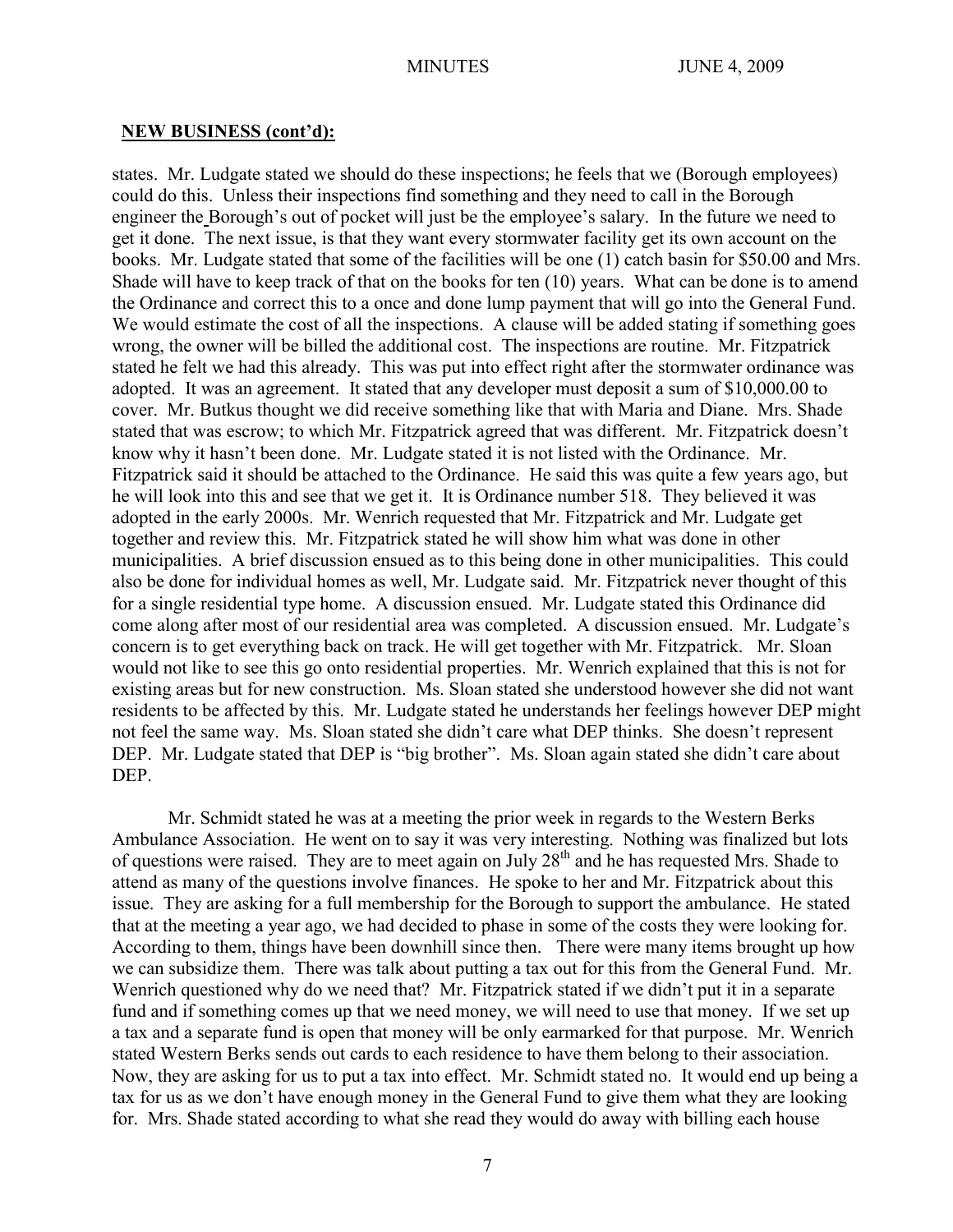## NEW BUSINESS (cont'd):

states. Mr. Ludgate stated we should do these inspections; he feels that we (Borough employees) could do this. Unless their inspections find something and they need to call in the Borough engineer the Borough's out of pocket will just be the employee's salary. In the future we need to get it done. The next issue, is that they want every stormwater facility get its own account on the books. Mr. Ludgate stated that some of the facilities will be one (1) catch basin for $50.00 and Mrs. Shade will have to keep track of that on the books for ten (10) years. What can be done is to amend the Ordinance and correct this to a once and done lump payment that will go into the General Fund. We would estimate the cost of all the inspections. A clause will be added stating if something goes wrong, the owner will be billed the additional cost. The inspections are routine. Mr. Fitzpatrick stated he felt we had this already. This was put into effect right after the stormwater ordinance was adopted. It was an agreement. It stated that any developer must deposit a sum of $10,000.00 to cover. Mr. Butkus thought we did receive something like that with Maria and Diane. Mrs. Shade stated that was escrow; to which Mr. Fitzpatrick agreed that was different. Mr. Fitzpatrick doesn't know why it hasn't been done. Mr. Ludgate stated it is not listed with the Ordinance. Mr. Fitzpatrick said it should be attached to the Ordinance. He said this was quite a few years ago, but he will look into this and see that we get it. It is Ordinance number 518. They believed it was adopted in the early 2000s. Mr. Wenrich requested that Mr. Fitzpatrick and Mr. Ludgate get together and review this. Mr. Fitzpatrick stated he will show him what was done in other municipalities. A brief discussion ensued as to this being done in other municipalities. This could also be done for individual homes as well, Mr. Ludgate said. Mr. Fitzpatrick never thought of this for a single residential type home. A discussion ensued. Mr. Ludgate stated this Ordinance did come along after most of our residential area was completed. A discussion ensued. Mr. Ludgate's concern is to get everything back on track. He will get together with Mr. Fitzpatrick. Mr. Sloan would not like to see this go onto residential properties. Mr. Wenrich explained that this is not for existing areas but for new construction. Ms. Sloan stated she understood however she did not want residents to be affected by this. Mr. Ludgate stated he understands her feelings however DEP might not feel the same way. Ms. Sloan stated she didn't care what DEP thinks. She doesn't represent DEP. Mr. Ludgate stated that DEP is "big brother". Ms. Sloan again stated she didn't care about DEP.

Mr. Schmidt stated he was at a meeting the prior week in regards to the Western Berks Ambulance Association. He went on to say it was very interesting. Nothing was finalized but lots of questions were raised. They are to meet again on July 28th and he has requested Mrs. Shade to attend as many of the questions involve finances. He spoke to her and Mr. Fitzpatrick about this issue. They are asking for a full membership for the Borough to support the ambulance. He stated that at the meeting a year ago, we had decided to phase in some of the costs they were looking for. According to them, things have been downhill since then. There were many items brought up how we can subsidize them. There was talk about putting a tax out for this from the General Fund. Mr. Wenrich questioned why do we need that? Mr. Fitzpatrick stated if we didn't put it in a separate fund and if something comes up that we need money, we will need to use that money. If we set up a tax and a separate fund is open that money will be only earmarked for that purpose. Mr. Wenrich stated Western Berks sends out cards to each residence to have them belong to their association. Now, they are asking for us to put a tax into effect. Mr. Schmidt stated no. It would end up being a tax for us as we don't have enough money in the General Fund to give them what they are looking for. Mrs. Shade stated according to what she read they would do away with billing each house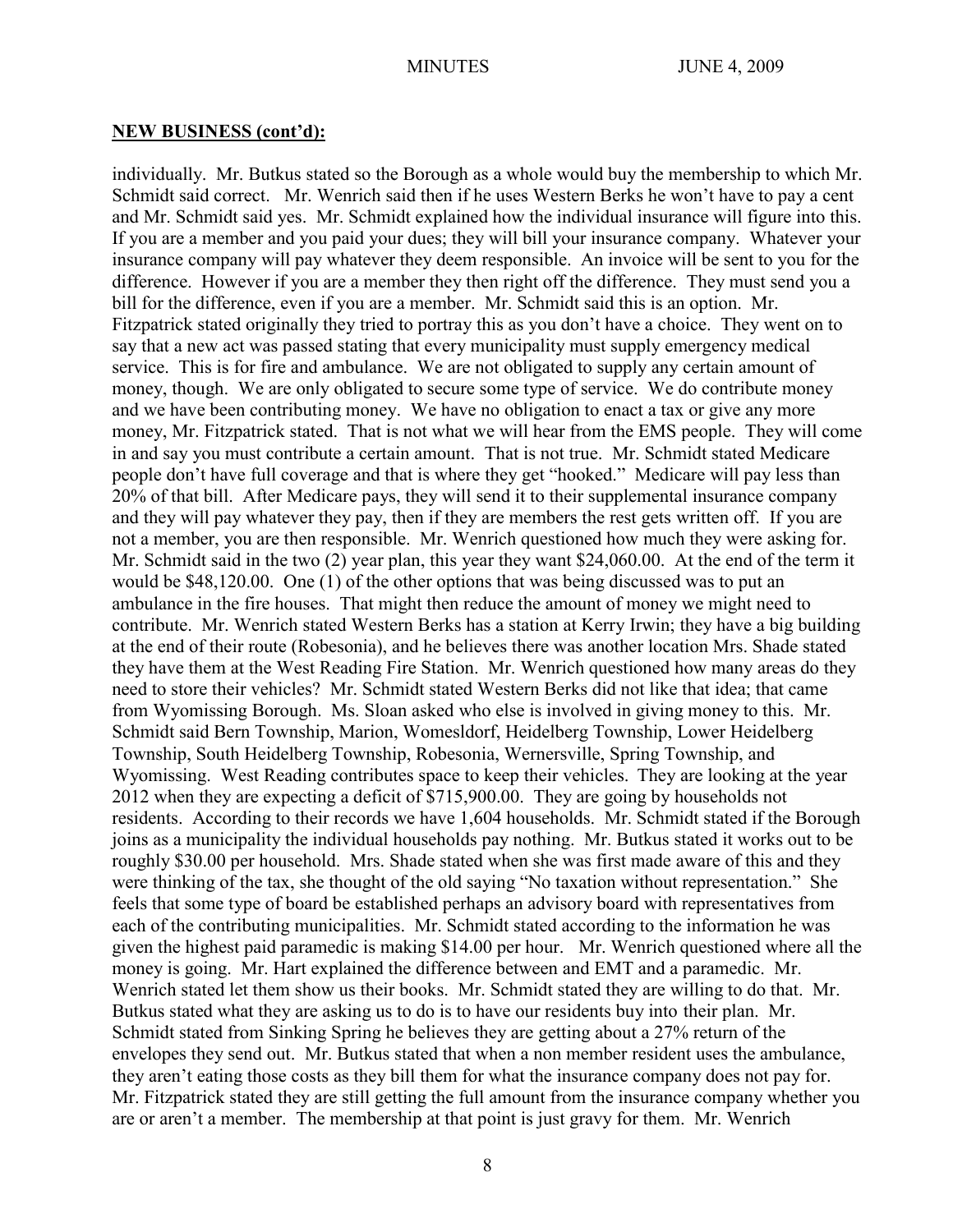## NEW BUSINESS (cont'd):

individually. Mr. Butkus stated so the Borough as a whole would buy the membership to which Mr. Schmidt said correct. Mr. Wenrich said then if he uses Western Berks he won't have to pay a cent and Mr. Schmidt said yes. Mr. Schmidt explained how the individual insurance will figure into this. If you are a member and you paid your dues; they will bill your insurance company. Whatever your insurance company will pay whatever they deem responsible. An invoice will be sent to you for the difference. However if you are a member they then right off the difference. They must send you a bill for the difference, even if you are a member. Mr. Schmidt said this is an option. Mr. Fitzpatrick stated originally they tried to portray this as you don't have a choice. They went on to say that a new act was passed stating that every municipality must supply emergency medical service. This is for fire and ambulance. We are not obligated to supply any certain amount of money, though. We are only obligated to secure some type of service. We do contribute money and we have been contributing money. We have no obligation to enact a tax or give any more money, Mr. Fitzpatrick stated. That is not what we will hear from the EMS people. They will come in and say you must contribute a certain amount. That is not true. Mr. Schmidt stated Medicare people don't have full coverage and that is where they get "hooked." Medicare will pay less than 20% of that bill. After Medicare pays, they will send it to their supplemental insurance company and they will pay whatever they pay, then if they are members the rest gets written off. If you are not a member, you are then responsible. Mr. Wenrich questioned how much they were asking for. Mr. Schmidt said in the two (2) year plan, this year they want $24,060.00. At the end of the term it would be $48,120.00. One (1) of the other options that was being discussed was to put an ambulance in the fire houses. That might then reduce the amount of money we might need to contribute. Mr. Wenrich stated Western Berks has a station at Kerry Irwin; they have a big building at the end of their route (Robesonia), and he believes there was another location Mrs. Shade stated they have them at the West Reading Fire Station. Mr. Wenrich questioned how many areas do they need to store their vehicles? Mr. Schmidt stated Western Berks did not like that idea; that came from Wyomissing Borough. Ms. Sloan asked who else is involved in giving money to this. Mr. Schmidt said Bern Township, Marion, Womesldorf, Heidelberg Township, Lower Heidelberg Township, South Heidelberg Township, Robesonia, Wernersville, Spring Township, and Wyomissing. West Reading contributes space to keep their vehicles. They are looking at the year 2012 when they are expecting a deficit of $715,900.00. They are going by households not residents. According to their records we have 1,604 households. Mr. Schmidt stated if the Borough joins as a municipality the individual households pay nothing. Mr. Butkus stated it works out to be roughly $30.00 per household. Mrs. Shade stated when she was first made aware of this and they were thinking of the tax, she thought of the old saying "No taxation without representation." She feels that some type of board be established perhaps an advisory board with representatives from each of the contributing municipalities. Mr. Schmidt stated according to the information he was given the highest paid paramedic is making $14.00 per hour. Mr. Wenrich questioned where all the money is going. Mr. Hart explained the difference between and EMT and a paramedic. Mr. Wenrich stated let them show us their books. Mr. Schmidt stated they are willing to do that. Mr. Butkus stated what they are asking us to do is to have our residents buy into their plan. Mr. Schmidt stated from Sinking Spring he believes they are getting about a 27% return of the envelopes they send out. Mr. Butkus stated that when a non member resident uses the ambulance, they aren't eating those costs as they bill them for what the insurance company does not pay for. Mr. Fitzpatrick stated they are still getting the full amount from the insurance company whether you are or aren't a member. The membership at that point is just gravy for them. Mr. Wenrich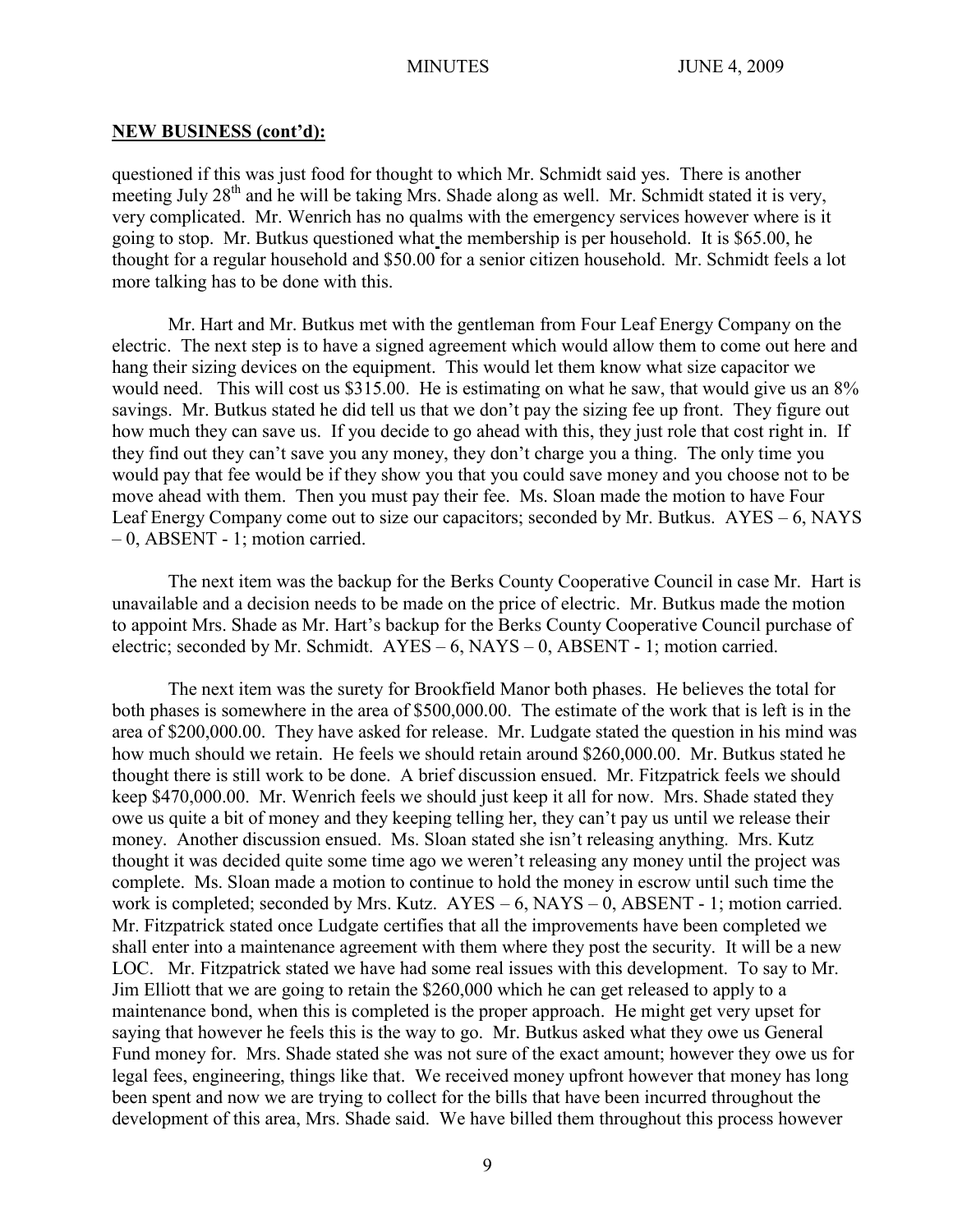## NEW BUSINESS (cont'd):

questioned if this was just food for thought to which Mr. Schmidt said yes. There is another meeting July 28th and he will be taking Mrs. Shade along as well. Mr. Schmidt stated it is very, very complicated. Mr. Wenrich has no qualms with the emergency services however where is it going to stop. Mr. Butkus questioned what the membership is per household. It is $65.00, he thought for a regular household and $50.00 for a senior citizen household. Mr. Schmidt feels a lot more talking has to be done with this.

Mr. Hart and Mr. Butkus met with the gentleman from Four Leaf Energy Company on the electric. The next step is to have a signed agreement which would allow them to come out here and hang their sizing devices on the equipment. This would let them know what size capacitor we would need. This will cost us $315.00. He is estimating on what he saw, that would give us an 8% savings. Mr. Butkus stated he did tell us that we don't pay the sizing fee up front. They figure out how much they can save us. If you decide to go ahead with this, they just role that cost right in. If they find out they can't save you any money, they don't charge you a thing. The only time you would pay that fee would be if they show you that you could save money and you choose not to be move ahead with them. Then you must pay their fee. Ms. Sloan made the motion to have Four Leaf Energy Company come out to size our capacitors; seconded by Mr. Butkus. AYES – 6, NAYS – 0, ABSENT - 1; motion carried.

The next item was the backup for the Berks County Cooperative Council in case Mr. Hart is unavailable and a decision needs to be made on the price of electric. Mr. Butkus made the motion to appoint Mrs. Shade as Mr. Hart's backup for the Berks County Cooperative Council purchase of electric; seconded by Mr. Schmidt. AYES – 6, NAYS – 0, ABSENT - 1; motion carried.

The next item was the surety for Brookfield Manor both phases. He believes the total for both phases is somewhere in the area of $500,000.00. The estimate of the work that is left is in the area of $200,000.00. They have asked for release. Mr. Ludgate stated the question in his mind was how much should we retain. He feels we should retain around $260,000.00. Mr. Butkus stated he thought there is still work to be done. A brief discussion ensued. Mr. Fitzpatrick feels we should keep $470,000.00. Mr. Wenrich feels we should just keep it all for now. Mrs. Shade stated they owe us quite a bit of money and they keeping telling her, they can't pay us until we release their money. Another discussion ensued. Ms. Sloan stated she isn't releasing anything. Mrs. Kutz thought it was decided quite some time ago we weren't releasing any money until the project was complete. Ms. Sloan made a motion to continue to hold the money in escrow until such time the work is completed; seconded by Mrs. Kutz. AYES – 6, NAYS – 0, ABSENT - 1; motion carried. Mr. Fitzpatrick stated once Ludgate certifies that all the improvements have been completed we shall enter into a maintenance agreement with them where they post the security. It will be a new LOC. Mr. Fitzpatrick stated we have had some real issues with this development. To say to Mr. Jim Elliott that we are going to retain the $260,000 which he can get released to apply to a maintenance bond, when this is completed is the proper approach. He might get very upset for saying that however he feels this is the way to go. Mr. Butkus asked what they owe us General Fund money for. Mrs. Shade stated she was not sure of the exact amount; however they owe us for legal fees, engineering, things like that. We received money upfront however that money has long been spent and now we are trying to collect for the bills that have been incurred throughout the development of this area, Mrs. Shade said. We have billed them throughout this process however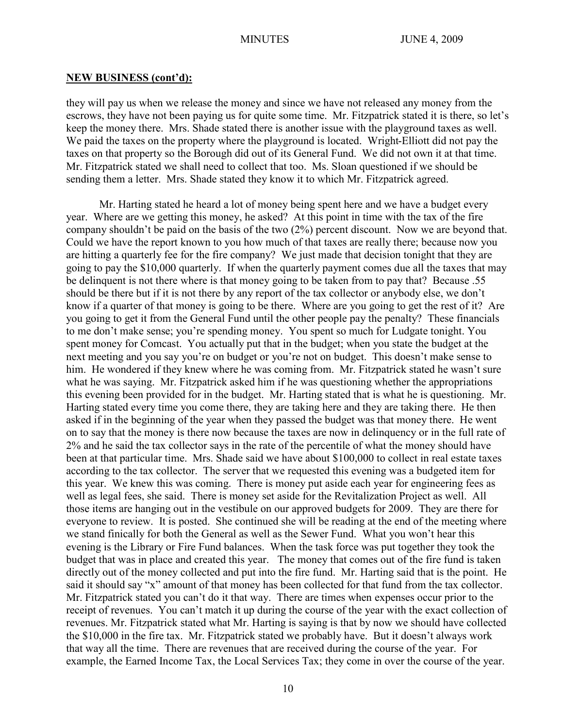**NEW BUSINESS (cont'd):**

they will pay us when we release the money and since we have not released any money from the escrows, they have not been paying us for quite some time. Mr. Fitzpatrick stated it is there, so let's keep the money there. Mrs. Shade stated there is another issue with the playground taxes as well. We paid the taxes on the property where the playground is located. Wright-Elliott did not pay the taxes on that property so the Borough did out of its General Fund. We did not own it at that time. Mr. Fitzpatrick stated we shall need to collect that too. Ms. Sloan questioned if we should be sending them a letter. Mrs. Shade stated they know it to which Mr. Fitzpatrick agreed.

Mr. Harting stated he heard a lot of money being spent here and we have a budget every year. Where are we getting this money, he asked? At this point in time with the tax of the fire company shouldn't be paid on the basis of the two (2%) percent discount. Now we are beyond that. Could we have the report known to you how much of that taxes are really there; because now you are hitting a quarterly fee for the fire company? We just made that decision tonight that they are going to pay the $10,000 quarterly. If when the quarterly payment comes due all the taxes that may be delinquent is not there where is that money going to be taken from to pay that? Because .55 should be there but if it is not there by any report of the tax collector or anybody else, we don't know if a quarter of that money is going to be there. Where are you going to get the rest of it? Are you going to get it from the General Fund until the other people pay the penalty? These financials to me don't make sense; you're spending money. You spent so much for Ludgate tonight. You spent money for Comcast. You actually put that in the budget; when you state the budget at the next meeting and you say you're on budget or you're not on budget. This doesn't make sense to him. He wondered if they knew where he was coming from. Mr. Fitzpatrick stated he wasn't sure what he was saying. Mr. Fitzpatrick asked him if he was questioning whether the appropriations this evening been provided for in the budget. Mr. Harting stated that is what he is questioning. Mr. Harting stated every time you come there, they are taking here and they are taking there. He then asked if in the beginning of the year when they passed the budget was that money there. He went on to say that the money is there now because the taxes are now in delinquency or in the full rate of 2% and he said the tax collector says in the rate of the percentile of what the money should have been at that particular time. Mrs. Shade said we have about $100,000 to collect in real estate taxes according to the tax collector. The server that we requested this evening was a budgeted item for this year. We knew this was coming. There is money put aside each year for engineering fees as well as legal fees, she said. There is money set aside for the Revitalization Project as well. All those items are hanging out in the vestibule on our approved budgets for 2009. They are there for everyone to review. It is posted. She continued she will be reading at the end of the meeting where we stand finically for both the General as well as the Sewer Fund. What you won't hear this evening is the Library or Fire Fund balances. When the task force was put together they took the budget that was in place and created this year. The money that comes out of the fire fund is taken directly out of the money collected and put into the fire fund. Mr. Harting said that is the point. He said it should say "x" amount of that money has been collected for that fund from the tax collector. Mr. Fitzpatrick stated you can't do it that way. There are times when expenses occur prior to the receipt of revenues. You can't match it up during the course of the year with the exact collection of revenues. Mr. Fitzpatrick stated what Mr. Harting is saying is that by now we should have collected the $10,000 in the fire tax. Mr. Fitzpatrick stated we probably have. But it doesn't always work that way all the time. There are revenues that are received during the course of the year. For example, the Earned Income Tax, the Local Services Tax; they come in over the course of the year.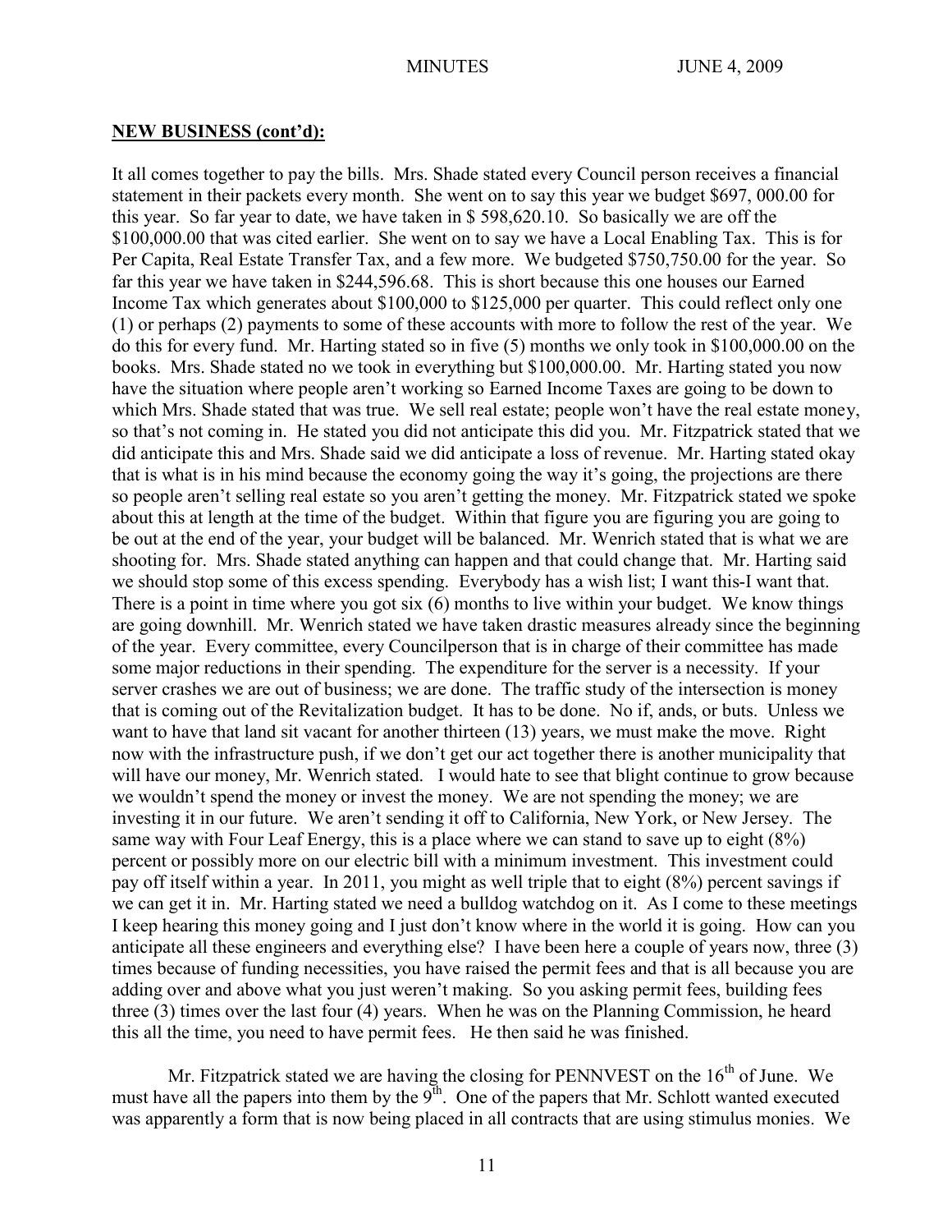**NEW BUSINESS (cont'd):**

It all comes together to pay the bills. Mrs. Shade stated every Council person receives a financial statement in their packets every month. She went on to say this year we budget $697, 000.00 for this year. So far year to date, we have taken in $ 598,620.10. So basically we are off the $100,000.00 that was cited earlier. She went on to say we have a Local Enabling Tax. This is for Per Capita, Real Estate Transfer Tax, and a few more. We budgeted $750,750.00 for the year. So far this year we have taken in $244,596.68. This is short because this one houses our Earned Income Tax which generates about $100,000 to $125,000 per quarter. This could reflect only one (1) or perhaps (2) payments to some of these accounts with more to follow the rest of the year. We do this for every fund. Mr. Harting stated so in five (5) months we only took in $100,000.00 on the books. Mrs. Shade stated no we took in everything but $100,000.00. Mr. Harting stated you now have the situation where people aren't working so Earned Income Taxes are going to be down to which Mrs. Shade stated that was true. We sell real estate; people won't have the real estate money, so that's not coming in. He stated you did not anticipate this did you. Mr. Fitzpatrick stated that we did anticipate this and Mrs. Shade said we did anticipate a loss of revenue. Mr. Harting stated okay that is what is in his mind because the economy going the way it's going, the projections are there so people aren't selling real estate so you aren't getting the money. Mr. Fitzpatrick stated we spoke about this at length at the time of the budget. Within that figure you are figuring you are going to be out at the end of the year, your budget will be balanced. Mr. Wenrich stated that is what we are shooting for. Mrs. Shade stated anything can happen and that could change that. Mr. Harting said we should stop some of this excess spending. Everybody has a wish list; I want this-I want that. There is a point in time where you got six (6) months to live within your budget. We know things are going downhill. Mr. Wenrich stated we have taken drastic measures already since the beginning of the year. Every committee, every Councilperson that is in charge of their committee has made some major reductions in their spending. The expenditure for the server is a necessity. If your server crashes we are out of business; we are done. The traffic study of the intersection is money that is coming out of the Revitalization budget. It has to be done. No if, ands, or buts. Unless we want to have that land sit vacant for another thirteen (13) years, we must make the move. Right now with the infrastructure push, if we don't get our act together there is another municipality that will have our money, Mr. Wenrich stated. I would hate to see that blight continue to grow because we wouldn't spend the money or invest the money. We are not spending the money; we are investing it in our future. We aren't sending it off to California, New York, or New Jersey. The same way with Four Leaf Energy, this is a place where we can stand to save up to eight (8%) percent or possibly more on our electric bill with a minimum investment. This investment could pay off itself within a year. In 2011, you might as well triple that to eight (8%) percent savings if we can get it in. Mr. Harting stated we need a bulldog watchdog on it. As I come to these meetings I keep hearing this money going and I just don't know where in the world it is going. How can you anticipate all these engineers and everything else? I have been here a couple of years now, three (3) times because of funding necessities, you have raised the permit fees and that is all because you are adding over and above what you just weren't making. So you asking permit fees, building fees three (3) times over the last four (4) years. When he was on the Planning Commission, he heard this all the time, you need to have permit fees. He then said he was finished.

Mr. Fitzpatrick stated we are having the closing for PENNVEST on the 16th of June. We must have all the papers into them by the 9th. One of the papers that Mr. Schlott wanted executed was apparently a form that is now being placed in all contracts that are using stimulus monies. We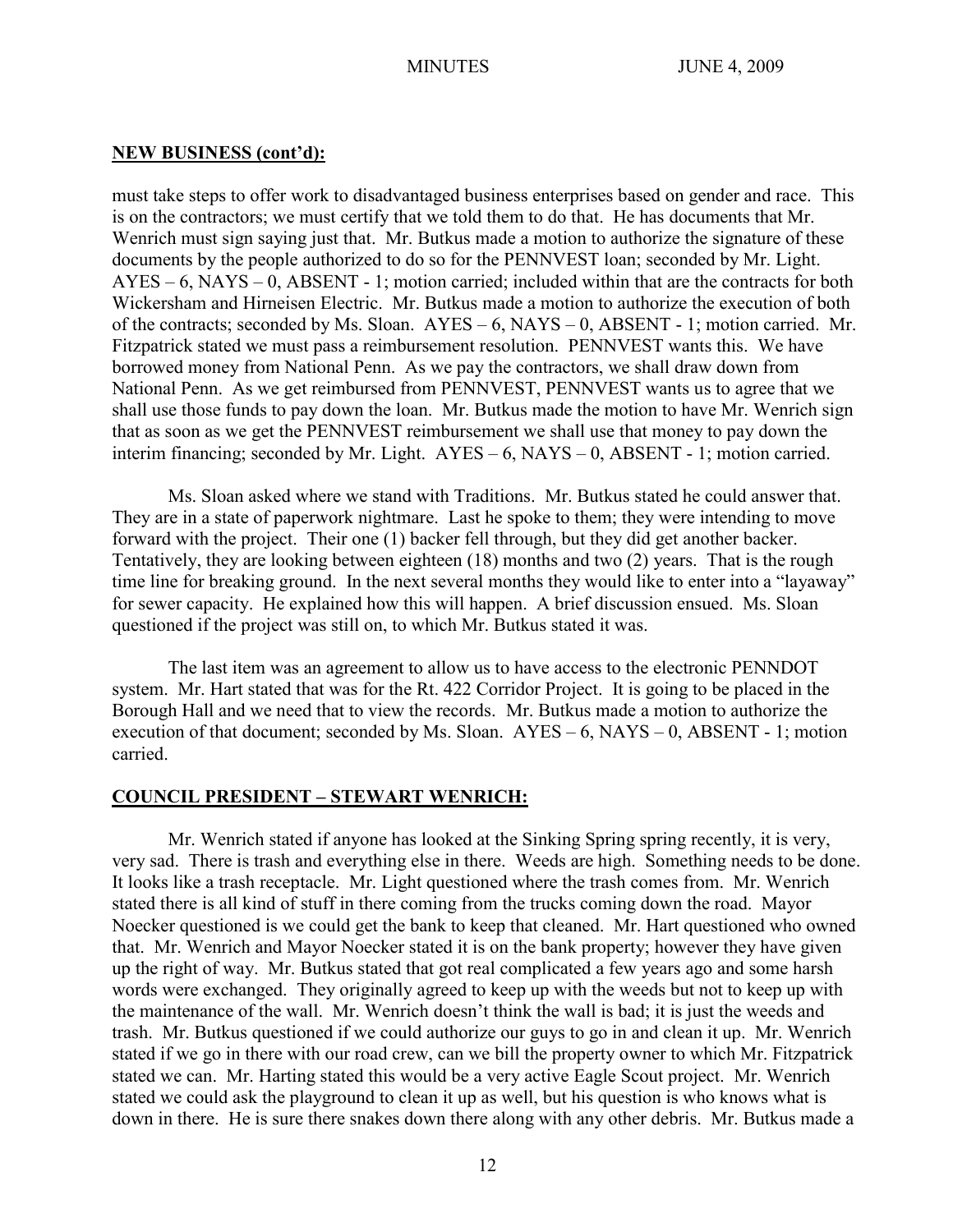## NEW BUSINESS (cont'd):

must take steps to offer work to disadvantaged business enterprises based on gender and race. This is on the contractors; we must certify that we told them to do that. He has documents that Mr. Wenrich must sign saying just that. Mr. Butkus made a motion to authorize the signature of these documents by the people authorized to do so for the PENNVEST loan; seconded by Mr. Light. AYES – 6, NAYS – 0, ABSENT - 1; motion carried; included within that are the contracts for both Wickersham and Hirneisen Electric. Mr. Butkus made a motion to authorize the execution of both of the contracts; seconded by Ms. Sloan. AYES – 6, NAYS – 0, ABSENT - 1; motion carried. Mr. Fitzpatrick stated we must pass a reimbursement resolution. PENNVEST wants this. We have borrowed money from National Penn. As we pay the contractors, we shall draw down from National Penn. As we get reimbursed from PENNVEST, PENNVEST wants us to agree that we shall use those funds to pay down the loan. Mr. Butkus made the motion to have Mr. Wenrich sign that as soon as we get the PENNVEST reimbursement we shall use that money to pay down the interim financing; seconded by Mr. Light. AYES – 6, NAYS – 0, ABSENT - 1; motion carried.

Ms. Sloan asked where we stand with Traditions. Mr. Butkus stated he could answer that. They are in a state of paperwork nightmare. Last he spoke to them; they were intending to move forward with the project. Their one (1) backer fell through, but they did get another backer. Tentatively, they are looking between eighteen (18) months and two (2) years. That is the rough time line for breaking ground. In the next several months they would like to enter into a "layaway" for sewer capacity. He explained how this will happen. A brief discussion ensued. Ms. Sloan questioned if the project was still on, to which Mr. Butkus stated it was.

The last item was an agreement to allow us to have access to the electronic PENNDOT system. Mr. Hart stated that was for the Rt. 422 Corridor Project. It is going to be placed in the Borough Hall and we need that to view the records. Mr. Butkus made a motion to authorize the execution of that document; seconded by Ms. Sloan. AYES – 6, NAYS – 0, ABSENT - 1; motion carried.

## COUNCIL PRESIDENT – STEWART WENRICH:

Mr. Wenrich stated if anyone has looked at the Sinking Spring spring recently, it is very, very sad. There is trash and everything else in there. Weeds are high. Something needs to be done. It looks like a trash receptacle. Mr. Light questioned where the trash comes from. Mr. Wenrich stated there is all kind of stuff in there coming from the trucks coming down the road. Mayor Noecker questioned is we could get the bank to keep that cleaned. Mr. Hart questioned who owned that. Mr. Wenrich and Mayor Noecker stated it is on the bank property; however they have given up the right of way. Mr. Butkus stated that got real complicated a few years ago and some harsh words were exchanged. They originally agreed to keep up with the weeds but not to keep up with the maintenance of the wall. Mr. Wenrich doesn't think the wall is bad; it is just the weeds and trash. Mr. Butkus questioned if we could authorize our guys to go in and clean it up. Mr. Wenrich stated if we go in there with our road crew, can we bill the property owner to which Mr. Fitzpatrick stated we can. Mr. Harting stated this would be a very active Eagle Scout project. Mr. Wenrich stated we could ask the playground to clean it up as well, but his question is who knows what is down in there. He is sure there snakes down there along with any other debris. Mr. Butkus made a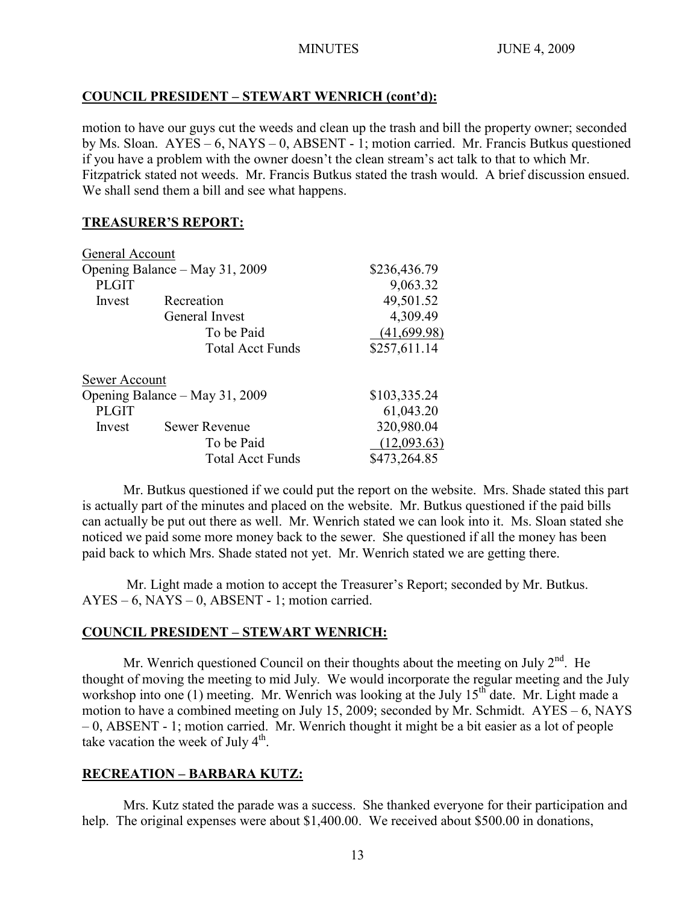## COUNCIL PRESIDENT – STEWART WENRICH (cont'd):

motion to have our guys cut the weeds and clean up the trash and bill the property owner; seconded by Ms. Sloan. AYES – 6, NAYS – 0, ABSENT - 1; motion carried. Mr. Francis Butkus questioned if you have a problem with the owner doesn't the clean stream's act talk to that to which Mr. Fitzpatrick stated not weeds. Mr. Francis Butkus stated the trash would. A brief discussion ensued. We shall send them a bill and see what happens.

## TREASURER'S REPORT:

| General Account | | |
|---|---|---|
| Opening Balance – May 31, 2009 | | $236,436.79 |
| PLGIT | | 9,063.32 |
| Invest | Recreation | 49,501.52 |
| | General Invest | 4,309.49 |
| | To be Paid | (41,699.98) |
| | Total Acct Funds | $257,611.14 |

| Sewer Account | | |
|---|---|---|
| Opening Balance – May 31, 2009 | | $103,335.24 |
| PLGIT | | 61,043.20 |
| Invest | Sewer Revenue | 320,980.04 |
| | To be Paid | (12,093.63) |
| | Total Acct Funds | $473,264.85 |

Mr. Butkus questioned if we could put the report on the website. Mrs. Shade stated this part is actually part of the minutes and placed on the website. Mr. Butkus questioned if the paid bills can actually be put out there as well. Mr. Wenrich stated we can look into it. Ms. Sloan stated she noticed we paid some more money back to the sewer. She questioned if all the money has been paid back to which Mrs. Shade stated not yet. Mr. Wenrich stated we are getting there.

Mr. Light made a motion to accept the Treasurer's Report; seconded by Mr. Butkus. AYES – 6, NAYS – 0, ABSENT - 1; motion carried.

## COUNCIL PRESIDENT – STEWART WENRICH:

Mr. Wenrich questioned Council on their thoughts about the meeting on July 2nd. He thought of moving the meeting to mid July. We would incorporate the regular meeting and the July workshop into one (1) meeting. Mr. Wenrich was looking at the July 15th date. Mr. Light made a motion to have a combined meeting on July 15, 2009; seconded by Mr. Schmidt. AYES – 6, NAYS – 0, ABSENT - 1; motion carried. Mr. Wenrich thought it might be a bit easier as a lot of people take vacation the week of July 4th.

## RECREATION – BARBARA KUTZ:

Mrs. Kutz stated the parade was a success. She thanked everyone for their participation and help. The original expenses were about $1,400.00. We received about $500.00 in donations,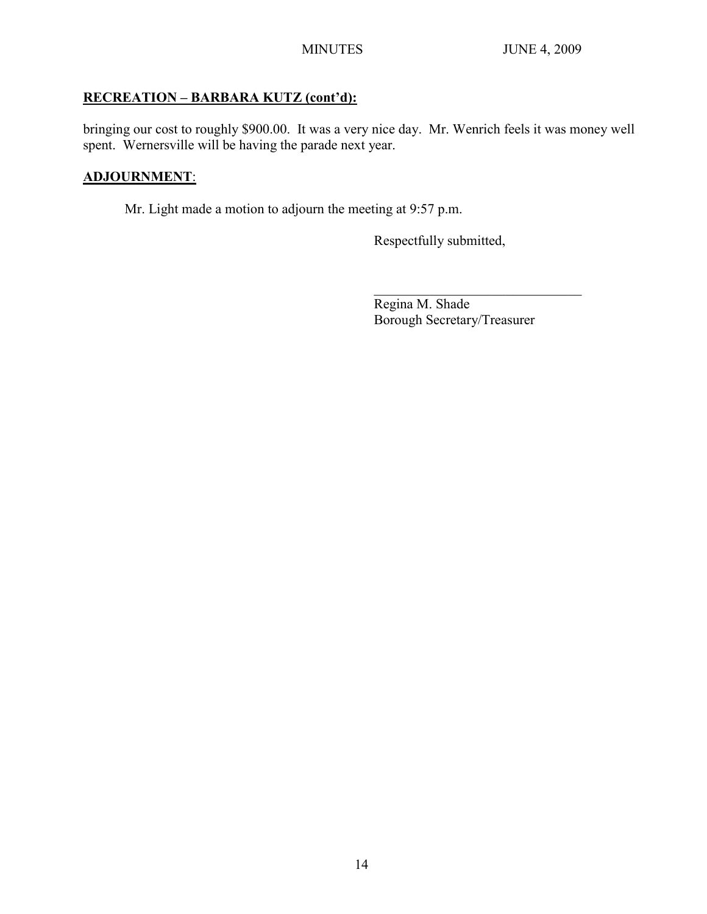**RECREATION – BARBARA KUTZ (cont'd):**

bringing our cost to roughly $900.00. It was a very nice day. Mr. Wenrich feels it was money well spent. Wernersville will be having the parade next year.

**ADJOURNMENT:**

Mr. Light made a motion to adjourn the meeting at 9:57 p.m.

Respectfully submitted,

\_\_\_\_\_\_\_\_\_\_\_\_\_\_\_\_\_\_\_\_\_\_\_\_\_\_\_\_\_\_

Regina M. Shade
Borough Secretary/Treasurer